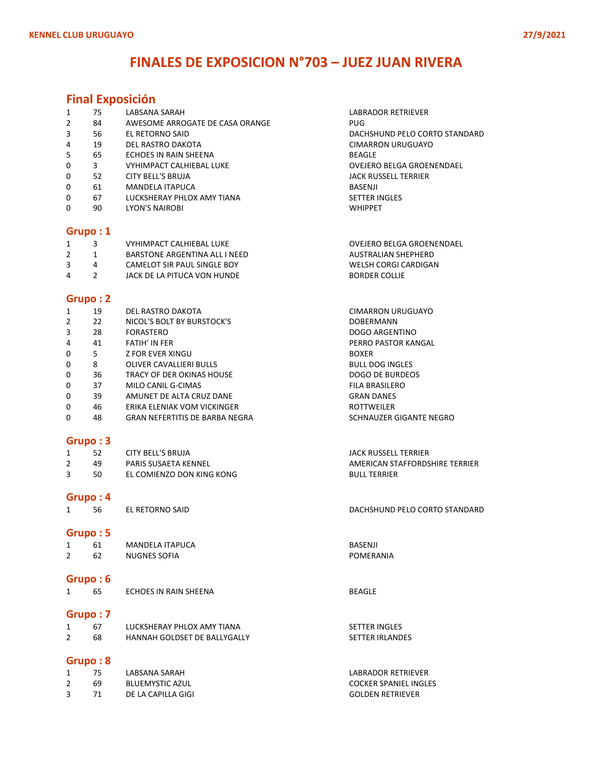KENNEL CLUB URUGUAYO 27/9/2021

# FINALES DE EXPOSICION N°703 – JUEZ JUAN RIVERA

## Final Exposición

| | | | |
|---|---|---|---|
| 1 | 75 | LABSANA SARAH | LABRADOR RETRIEVER |
| 2 | 84 | AWESOME ARROGATE DE CASA ORANGE | PUG |
| 3 | 56 | EL RETORNO SAID | DACHSHUND PELO CORTO STANDARD |
| 4 | 19 | DEL RASTRO DAKOTA | CIMARRON URUGUAYO |
| 5 | 65 | ECHOES IN RAIN SHEENA | BEAGLE |
| 0 | 3 | VYHIMPACT CALHIEBAL LUKE | OVEJERO BELGA GROENENDAEL |
| 0 | 52 | CITY BELL'S BRUJA | JACK RUSSELL TERRIER |
| 0 | 61 | MANDELA ITAPUCA | BASENJI |
| 0 | 67 | LUCKSHERAY PHLOX AMY TIANA | SETTER INGLES |
| 0 | 90 | LYON'S NAIROBI | WHIPPET |

## Grupo : 1

| | | | |
|---|---|---|---|
| 1 | 3 | VYHIMPACT CALHIEBAL LUKE | OVEJERO BELGA GROENENDAEL |
| 2 | 1 | BARSTONE ARGENTINA ALL I NEED | AUSTRALIAN SHEPHERD |
| 3 | 4 | CAMELOT SIR PAUL SINGLE BOY | WELSH CORGI CARDIGAN |
| 4 | 2 | JACK DE LA PITUCA VON HUNDE | BORDER COLLIE |

## Grupo : 2

| | | | |
|---|---|---|---|
| 1 | 19 | DEL RASTRO DAKOTA | CIMARRON URUGUAYO |
| 2 | 22 | NICOL'S BOLT BY BURSTOCK'S | DOBERMANN |
| 3 | 28 | FORASTERO | DOGO ARGENTINO |
| 4 | 41 | FATIH' IN FER | PERRO PASTOR KANGAL |
| 0 | 5 | Z FOR EVER XINGU | BOXER |
| 0 | 8 | OLIVER CAVALLIERI BULLS | BULL DOG INGLES |
| 0 | 36 | TRACY OF DER OKINAS HOUSE | DOGO DE BURDEOS |
| 0 | 37 | MILO CANIL G-CIMAS | FILA BRASILERO |
| 0 | 39 | AMUNET DE ALTA CRUZ DANE | GRAN DANES |
| 0 | 46 | ERIKA ELENIAK VOM VICKINGER | ROTTWEILER |
| 0 | 48 | GRAN NEFERTITIS DE BARBA NEGRA | SCHNAUZER GIGANTE NEGRO |

## Grupo : 3

| | | | |
|---|---|---|---|
| 1 | 52 | CITY BELL'S BRUJA | JACK RUSSELL TERRIER |
| 2 | 49 | PARIS SUSAETA KENNEL | AMERICAN STAFFORDSHIRE TERRIER |
| 3 | 50 | EL COMIENZO DON KING KONG | BULL TERRIER |

## Grupo : 4

| | | | |
|---|---|---|---|
| 1 | 56 | EL RETORNO SAID | DACHSHUND PELO CORTO STANDARD |

## Grupo : 5

| | | | |
|---|---|---|---|
| 1 | 61 | MANDELA ITAPUCA | BASENJI |
| 2 | 62 | NUGNES SOFIA | POMERANIA |

## Grupo : 6

| | | | |
|---|---|---|---|
| 1 | 65 | ECHOES IN RAIN SHEENA | BEAGLE |

## Grupo : 7

| | | | |
|---|---|---|---|
| 1 | 67 | LUCKSHERAY PHLOX AMY TIANA | SETTER INGLES |
| 2 | 68 | HANNAH GOLDSET DE BALLYGALLY | SETTER IRLANDES |

## Grupo : 8

| | | | |
|---|---|---|---|
| 1 | 75 | LABSANA SARAH | LABRADOR RETRIEVER |
| 2 | 69 | BLUEMYSTIC AZUL | COCKER SPANIEL INGLES |
| 3 | 71 | DE LA CAPILLA GIGI | GOLDEN RETRIEVER |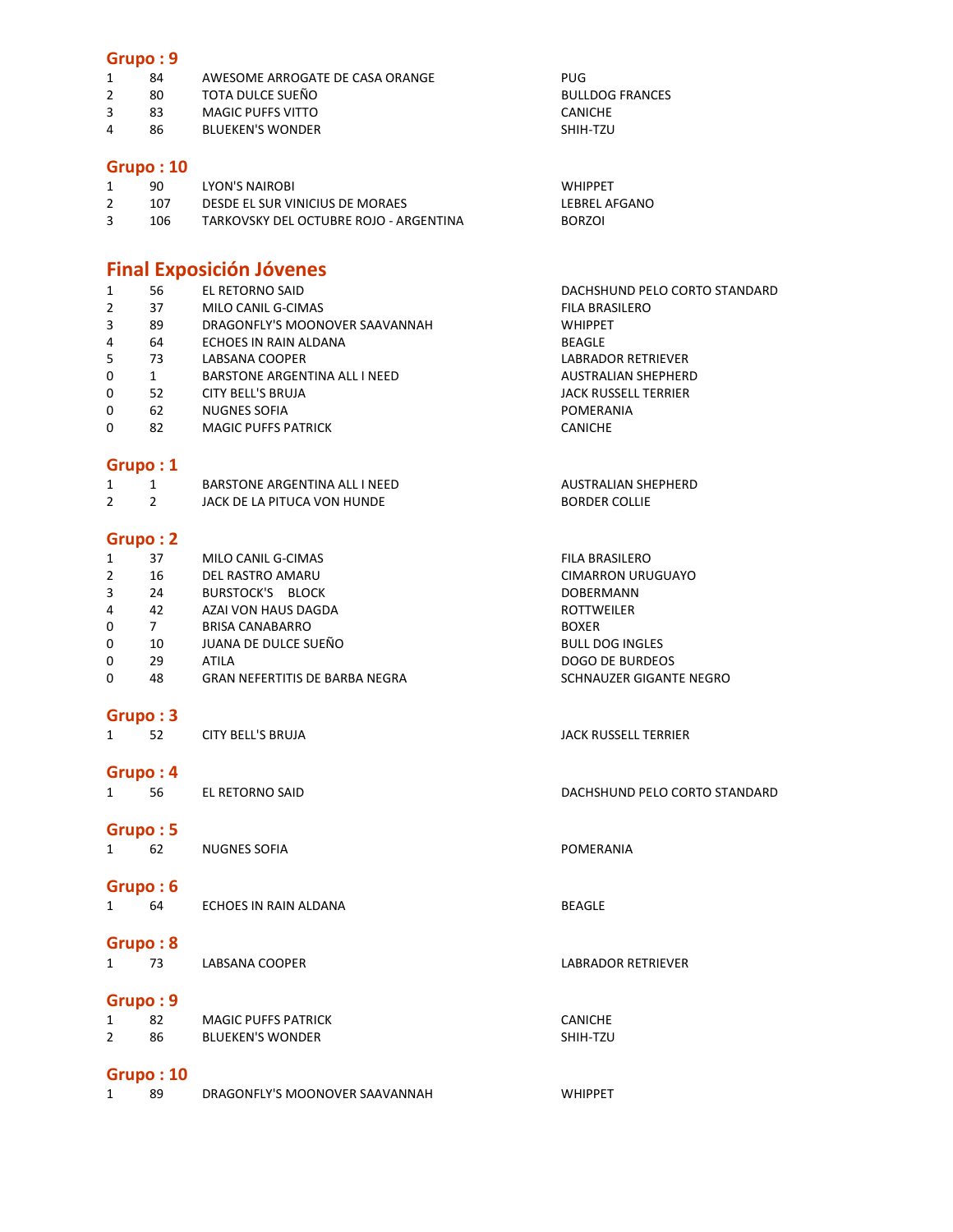## Grupo : 9

| | | | |
|---|---|---|---|
| 1 | 84 | AWESOME ARROGATE DE CASA ORANGE | PUG |
| 2 | 80 | TOTA DULCE SUEÑO | BULLDOG FRANCES |
| 3 | 83 | MAGIC PUFFS VITTO | CANICHE |
| 4 | 86 | BLUEKEN'S WONDER | SHIH-TZU |

## Grupo : 10

| | | | |
|---|---|---|---|
| 1 | 90 | LYON'S NAIROBI | WHIPPET |
| 2 | 107 | DESDE EL SUR VINICIUS DE MORAES | LEBREL AFGANO |
| 3 | 106 | TARKOVSKY DEL OCTUBRE ROJO - ARGENTINA | BORZOI |

# Final Exposición Jóvenes

| | | | |
|---|---|---|---|
| 1 | 56 | EL RETORNO SAID | DACHSHUND PELO CORTO STANDARD |
| 2 | 37 | MILO CANIL G-CIMAS | FILA BRASILERO |
| 3 | 89 | DRAGONFLY'S MOONOVER SAAVANNAH | WHIPPET |
| 4 | 64 | ECHOES IN RAIN ALDANA | BEAGLE |
| 5 | 73 | LABSANA COOPER | LABRADOR RETRIEVER |
| 0 | 1 | BARSTONE ARGENTINA ALL I NEED | AUSTRALIAN SHEPHERD |
| 0 | 52 | CITY BELL'S BRUJA | JACK RUSSELL TERRIER |
| 0 | 62 | NUGNES SOFIA | POMERANIA |
| 0 | 82 | MAGIC PUFFS PATRICK | CANICHE |

## Grupo : 1

| | | | |
|---|---|---|---|
| 1 | 1 | BARSTONE ARGENTINA ALL I NEED | AUSTRALIAN SHEPHERD |
| 2 | 2 | JACK DE LA PITUCA VON HUNDE | BORDER COLLIE |

## Grupo : 2

| | | | |
|---|---|---|---|
| 1 | 37 | MILO CANIL G-CIMAS | FILA BRASILERO |
| 2 | 16 | DEL RASTRO AMARU | CIMARRON URUGUAYO |
| 3 | 24 | BURSTOCK'S BLOCK | DOBERMANN |
| 4 | 42 | AZAI VON HAUS DAGDA | ROTTWEILER |
| 0 | 7 | BRISA CANABARRO | BOXER |
| 0 | 10 | JUANA DE DULCE SUEÑO | BULL DOG INGLES |
| 0 | 29 | ATILA | DOGO DE BURDEOS |
| 0 | 48 | GRAN NEFERTITIS DE BARBA NEGRA | SCHNAUZER GIGANTE NEGRO |

## Grupo : 3

| | | | |
|---|---|---|---|
| 1 | 52 | CITY BELL'S BRUJA | JACK RUSSELL TERRIER |

## Grupo : 4

| | | | |
|---|---|---|---|
| 1 | 56 | EL RETORNO SAID | DACHSHUND PELO CORTO STANDARD |

## Grupo : 5

| | | | |
|---|---|---|---|
| 1 | 62 | NUGNES SOFIA | POMERANIA |

## Grupo : 6

| | | | |
|---|---|---|---|
| 1 | 64 | ECHOES IN RAIN ALDANA | BEAGLE |

## Grupo : 8

| | | | |
|---|---|---|---|
| 1 | 73 | LABSANA COOPER | LABRADOR RETRIEVER |

## Grupo : 9

| | | | |
|---|---|---|---|
| 1 | 82 | MAGIC PUFFS PATRICK | CANICHE |
| 2 | 86 | BLUEKEN'S WONDER | SHIH-TZU |

## Grupo : 10

| | | | |
|---|---|---|---|
| 1 | 89 | DRAGONFLY'S MOONOVER SAAVANNAH | WHIPPET |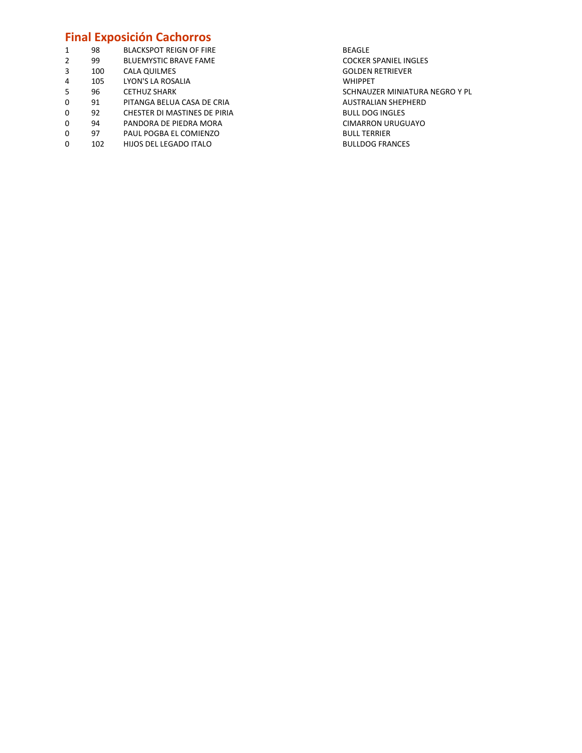# Final Exposición Cachorros

| | | | |
|---|---|---|---|
| 1 | 98 | BLACKSPOT REIGN OF FIRE | BEAGLE |
| 2 | 99 | BLUEMYSTIC BRAVE FAME | COCKER SPANIEL INGLES |
| 3 | 100 | CALA QUILMES | GOLDEN RETRIEVER |
| 4 | 105 | LYON'S LA ROSALIA | WHIPPET |
| 5 | 96 | CETHUZ SHARK | SCHNAUZER MINIATURA NEGRO Y PL |
| 0 | 91 | PITANGA BELUA CASA DE CRIA | AUSTRALIAN SHEPHERD |
| 0 | 92 | CHESTER DI MASTINES DE PIRIA | BULL DOG INGLES |
| 0 | 94 | PANDORA DE PIEDRA MORA | CIMARRON URUGUAYO |
| 0 | 97 | PAUL POGBA EL COMIENZO | BULL TERRIER |
| 0 | 102 | HIJOS DEL LEGADO ITALO | BULLDOG FRANCES |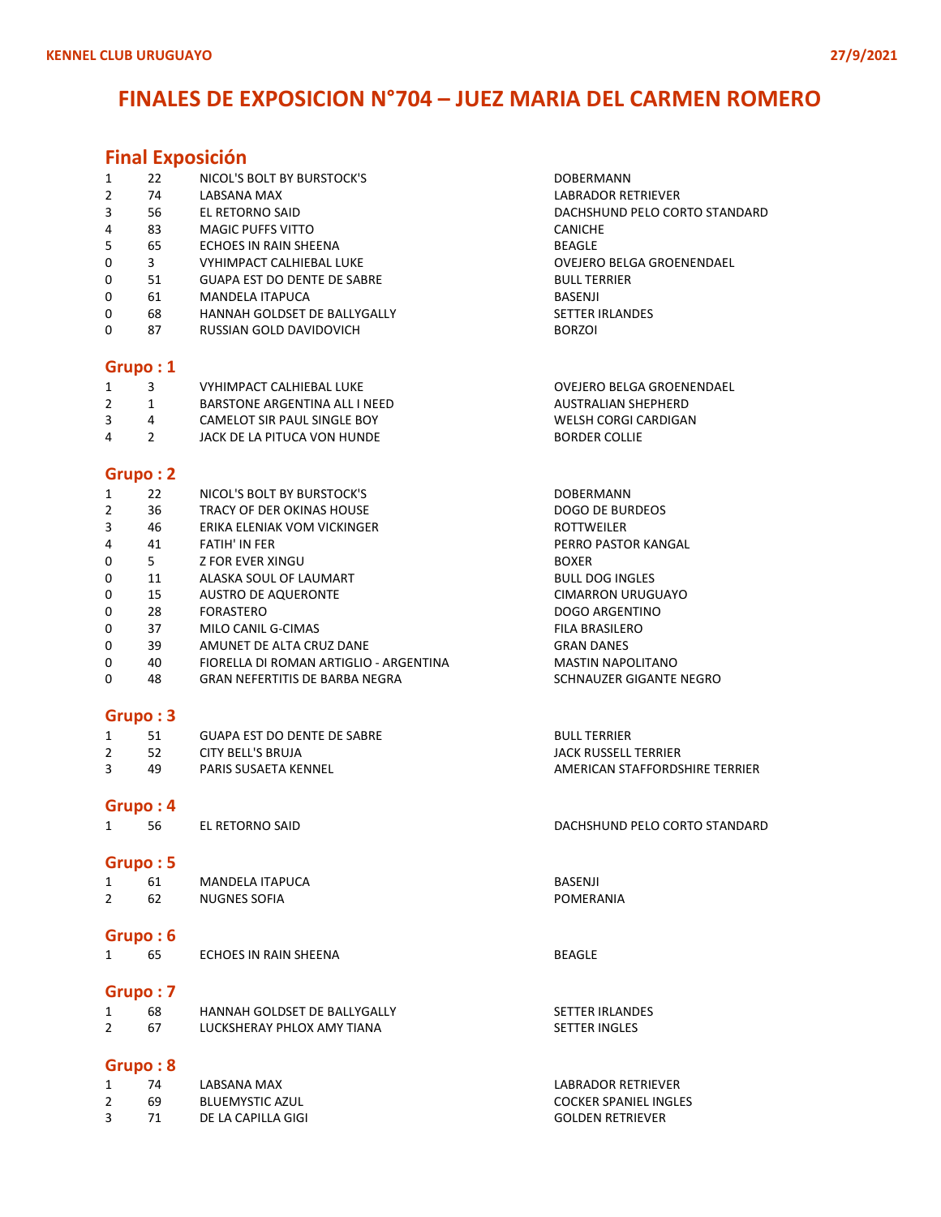KENNEL CLUB URUGUAYO

27/9/2021

# FINALES DE EXPOSICION N°704 – JUEZ MARIA DEL CARMEN ROMERO

## Final Exposición

| | | | |
|---|---|---|---|
| 1 | 22 | NICOL'S BOLT BY BURSTOCK'S | DOBERMANN |
| 2 | 74 | LABSANA MAX | LABRADOR RETRIEVER |
| 3 | 56 | EL RETORNO SAID | DACHSHUND PELO CORTO STANDARD |
| 4 | 83 | MAGIC PUFFS VITTO | CANICHE |
| 5 | 65 | ECHOES IN RAIN SHEENA | BEAGLE |
| 0 | 3 | VYHIMPACT CALHIEBAL LUKE | OVEJERO BELGA GROENENDAEL |
| 0 | 51 | GUAPA EST DO DENTE DE SABRE | BULL TERRIER |
| 0 | 61 | MANDELA ITAPUCA | BASENJI |
| 0 | 68 | HANNAH GOLDSET DE BALLYGALLY | SETTER IRLANDES |
| 0 | 87 | RUSSIAN GOLD DAVIDOVICH | BORZOI |

## Grupo : 1

| | | | |
|---|---|---|---|
| 1 | 3 | VYHIMPACT CALHIEBAL LUKE | OVEJERO BELGA GROENENDAEL |
| 2 | 1 | BARSTONE ARGENTINA ALL I NEED | AUSTRALIAN SHEPHERD |
| 3 | 4 | CAMELOT SIR PAUL SINGLE BOY | WELSH CORGI CARDIGAN |
| 4 | 2 | JACK DE LA PITUCA VON HUNDE | BORDER COLLIE |

## Grupo : 2

| | | | |
|---|---|---|---|
| 1 | 22 | NICOL'S BOLT BY BURSTOCK'S | DOBERMANN |
| 2 | 36 | TRACY OF DER OKINAS HOUSE | DOGO DE BURDEOS |
| 3 | 46 | ERIKA ELENIAK VOM VICKINGER | ROTTWEILER |
| 4 | 41 | FATIH' IN FER | PERRO PASTOR KANGAL |
| 0 | 5 | Z FOR EVER XINGU | BOXER |
| 0 | 11 | ALASKA SOUL OF LAUMART | BULL DOG INGLES |
| 0 | 15 | AUSTRO DE AQUERONTE | CIMARRON URUGUAYO |
| 0 | 28 | FORASTERO | DOGO ARGENTINO |
| 0 | 37 | MILO CANIL G-CIMAS | FILA BRASILERO |
| 0 | 39 | AMUNET DE ALTA CRUZ DANE | GRAN DANES |
| 0 | 40 | FIORELLA DI ROMAN ARTIGLIO - ARGENTINA | MASTIN NAPOLITANO |
| 0 | 48 | GRAN NEFERTITIS DE BARBA NEGRA | SCHNAUZER GIGANTE NEGRO |

## Grupo : 3

| | | | |
|---|---|---|---|
| 1 | 51 | GUAPA EST DO DENTE DE SABRE | BULL TERRIER |
| 2 | 52 | CITY BELL'S BRUJA | JACK RUSSELL TERRIER |
| 3 | 49 | PARIS SUSAETA KENNEL | AMERICAN STAFFORDSHIRE TERRIER |

## Grupo : 4

| | | | |
|---|---|---|---|
| 1 | 56 | EL RETORNO SAID | DACHSHUND PELO CORTO STANDARD |

## Grupo : 5

| | | | |
|---|---|---|---|
| 1 | 61 | MANDELA ITAPUCA | BASENJI |
| 2 | 62 | NUGNES SOFIA | POMERANIA |

## Grupo : 6

| | | | |
|---|---|---|---|
| 1 | 65 | ECHOES IN RAIN SHEENA | BEAGLE |

## Grupo : 7

| | | | |
|---|---|---|---|
| 1 | 68 | HANNAH GOLDSET DE BALLYGALLY | SETTER IRLANDES |
| 2 | 67 | LUCKSHERAY PHLOX AMY TIANA | SETTER INGLES |

## Grupo : 8

| | | | |
|---|---|---|---|
| 1 | 74 | LABSANA MAX | LABRADOR RETRIEVER |
| 2 | 69 | BLUEMYSTIC AZUL | COCKER SPANIEL INGLES |
| 3 | 71 | DE LA CAPILLA GIGI | GOLDEN RETRIEVER |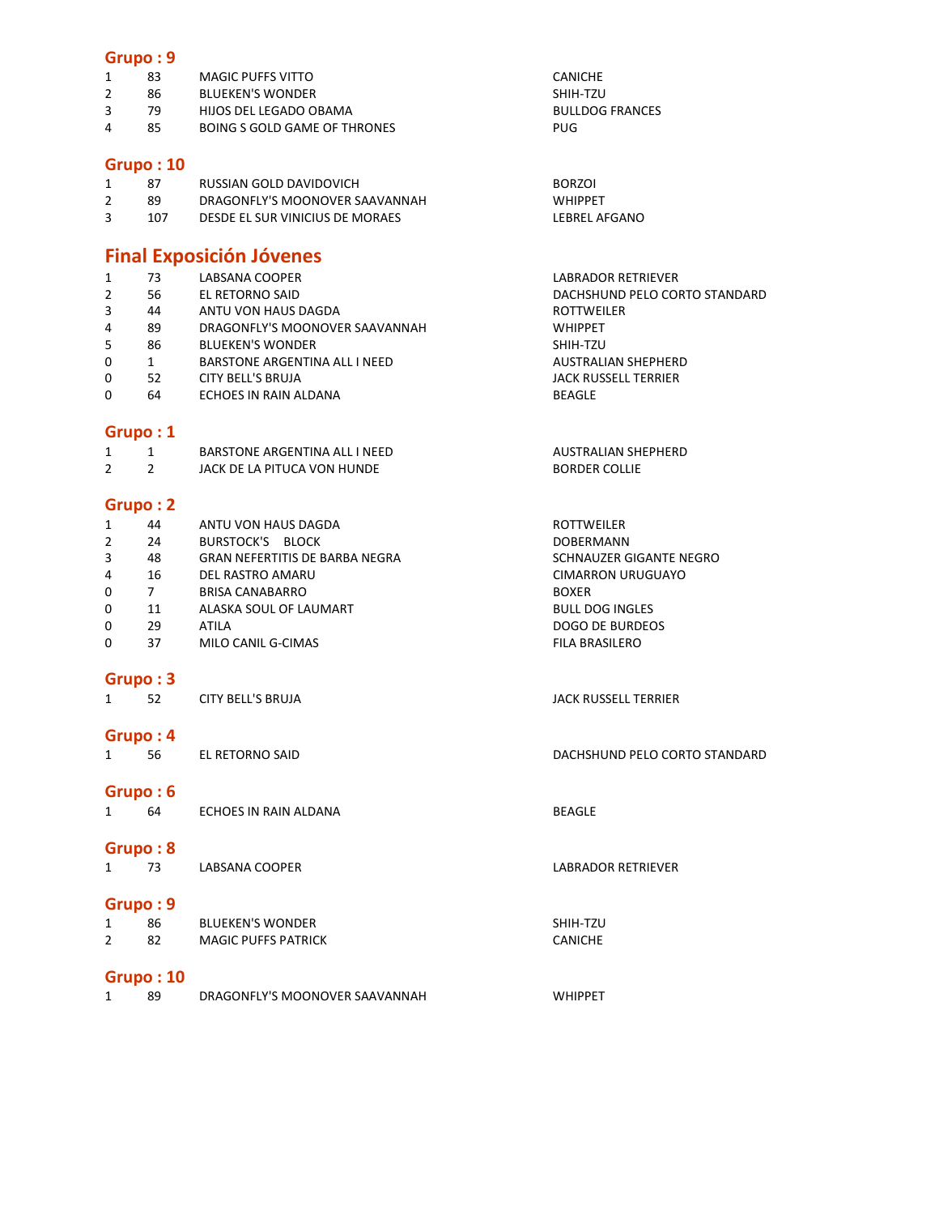## Grupo : 9

| | | | |
|---|---|---|---|
| 1 | 83 | MAGIC PUFFS VITTO | CANICHE |
| 2 | 86 | BLUEKEN'S WONDER | SHIH-TZU |
| 3 | 79 | HIJOS DEL LEGADO OBAMA | BULLDOG FRANCES |
| 4 | 85 | BOING S GOLD GAME OF THRONES | PUG |

## Grupo : 10

| | | | |
|---|---|---|---|
| 1 | 87 | RUSSIAN GOLD DAVIDOVICH | BORZOI |
| 2 | 89 | DRAGONFLY'S MOONOVER SAAVANNAH | WHIPPET |
| 3 | 107 | DESDE EL SUR VINICIUS DE MORAES | LEBREL AFGANO |

# Final Exposición Jóvenes

| | | | |
|---|---|---|---|
| 1 | 73 | LABSANA COOPER | LABRADOR RETRIEVER |
| 2 | 56 | EL RETORNO SAID | DACHSHUND PELO CORTO STANDARD |
| 3 | 44 | ANTU VON HAUS DAGDA | ROTTWEILER |
| 4 | 89 | DRAGONFLY'S MOONOVER SAAVANNAH | WHIPPET |
| 5 | 86 | BLUEKEN'S WONDER | SHIH-TZU |
| 0 | 1 | BARSTONE ARGENTINA ALL I NEED | AUSTRALIAN SHEPHERD |
| 0 | 52 | CITY BELL'S BRUJA | JACK RUSSELL TERRIER |
| 0 | 64 | ECHOES IN RAIN ALDANA | BEAGLE |

## Grupo : 1

| | | | |
|---|---|---|---|
| 1 | 1 | BARSTONE ARGENTINA ALL I NEED | AUSTRALIAN SHEPHERD |
| 2 | 2 | JACK DE LA PITUCA VON HUNDE | BORDER COLLIE |

## Grupo : 2

| | | | |
|---|---|---|---|
| 1 | 44 | ANTU VON HAUS DAGDA | ROTTWEILER |
| 2 | 24 | BURSTOCK'S BLOCK | DOBERMANN |
| 3 | 48 | GRAN NEFERTITIS DE BARBA NEGRA | SCHNAUZER GIGANTE NEGRO |
| 4 | 16 | DEL RASTRO AMARU | CIMARRON URUGUAYO |
| 0 | 7 | BRISA CANABARRO | BOXER |
| 0 | 11 | ALASKA SOUL OF LAUMART | BULL DOG INGLES |
| 0 | 29 | ATILA | DOGO DE BURDEOS |
| 0 | 37 | MILO CANIL G-CIMAS | FILA BRASILERO |

## Grupo : 3

| | | | |
|---|---|---|---|
| 1 | 52 | CITY BELL'S BRUJA | JACK RUSSELL TERRIER |

## Grupo : 4

| | | | |
|---|---|---|---|
| 1 | 56 | EL RETORNO SAID | DACHSHUND PELO CORTO STANDARD |

## Grupo : 6

| | | | |
|---|---|---|---|
| 1 | 64 | ECHOES IN RAIN ALDANA | BEAGLE |

## Grupo : 8

| | | | |
|---|---|---|---|
| 1 | 73 | LABSANA COOPER | LABRADOR RETRIEVER |

## Grupo : 9

| | | | |
|---|---|---|---|
| 1 | 86 | BLUEKEN'S WONDER | SHIH-TZU |
| 2 | 82 | MAGIC PUFFS PATRICK | CANICHE |

## Grupo : 10

| | | | |
|---|---|---|---|
| 1 | 89 | DRAGONFLY'S MOONOVER SAAVANNAH | WHIPPET |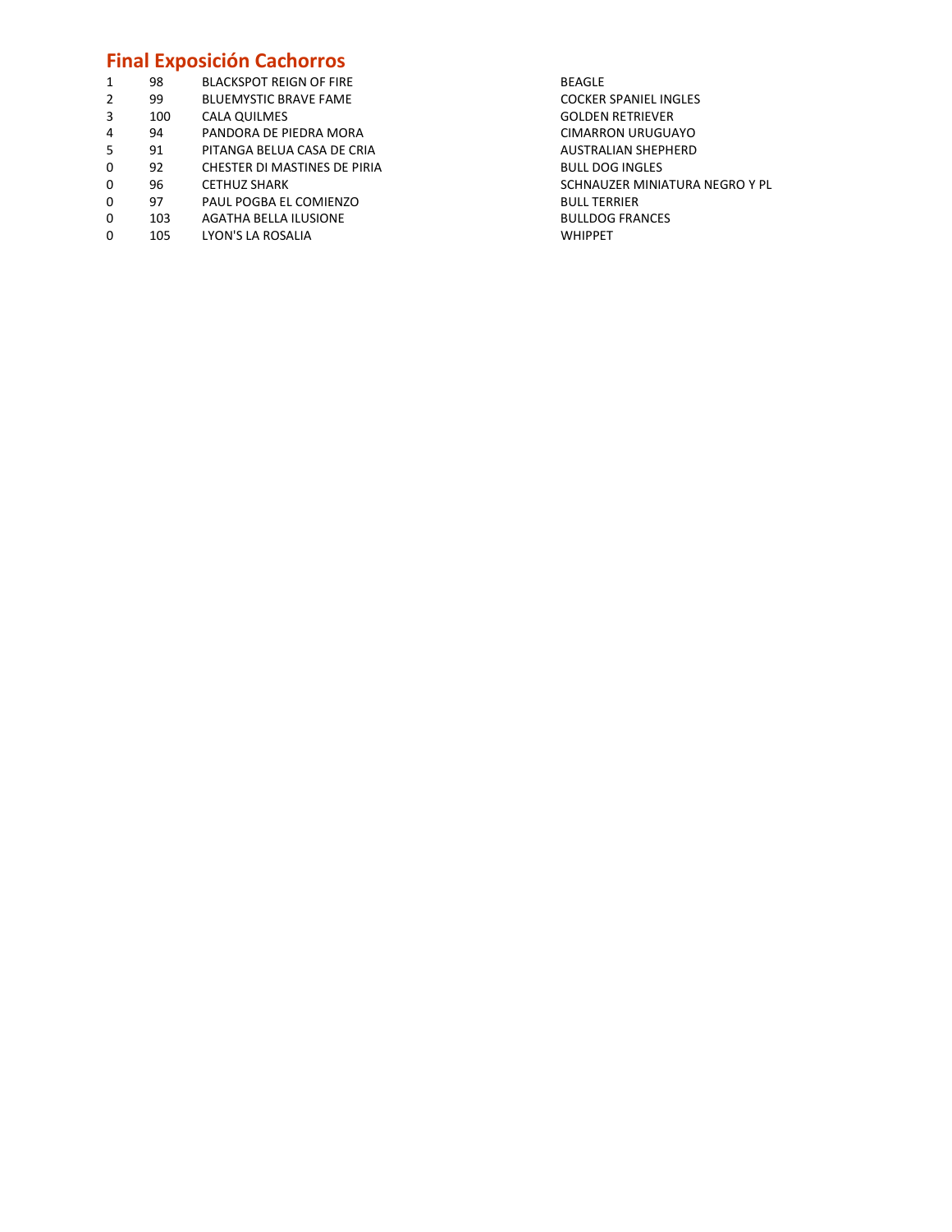## Final Exposición Cachorros

| | | | |
|---|---|---|---|
| 1 | 98 | BLACKSPOT REIGN OF FIRE | BEAGLE |
| 2 | 99 | BLUEMYSTIC BRAVE FAME | COCKER SPANIEL INGLES |
| 3 | 100 | CALA QUILMES | GOLDEN RETRIEVER |
| 4 | 94 | PANDORA DE PIEDRA MORA | CIMARRON URUGUAYO |
| 5 | 91 | PITANGA BELUA CASA DE CRIA | AUSTRALIAN SHEPHERD |
| 0 | 92 | CHESTER DI MASTINES DE PIRIA | BULL DOG INGLES |
| 0 | 96 | CETHUZ SHARK | SCHNAUZER MINIATURA NEGRO Y PL |
| 0 | 97 | PAUL POGBA EL COMIENZO | BULL TERRIER |
| 0 | 103 | AGATHA BELLA ILUSIONE | BULLDOG FRANCES |
| 0 | 105 | LYON'S LA ROSALIA | WHIPPET |